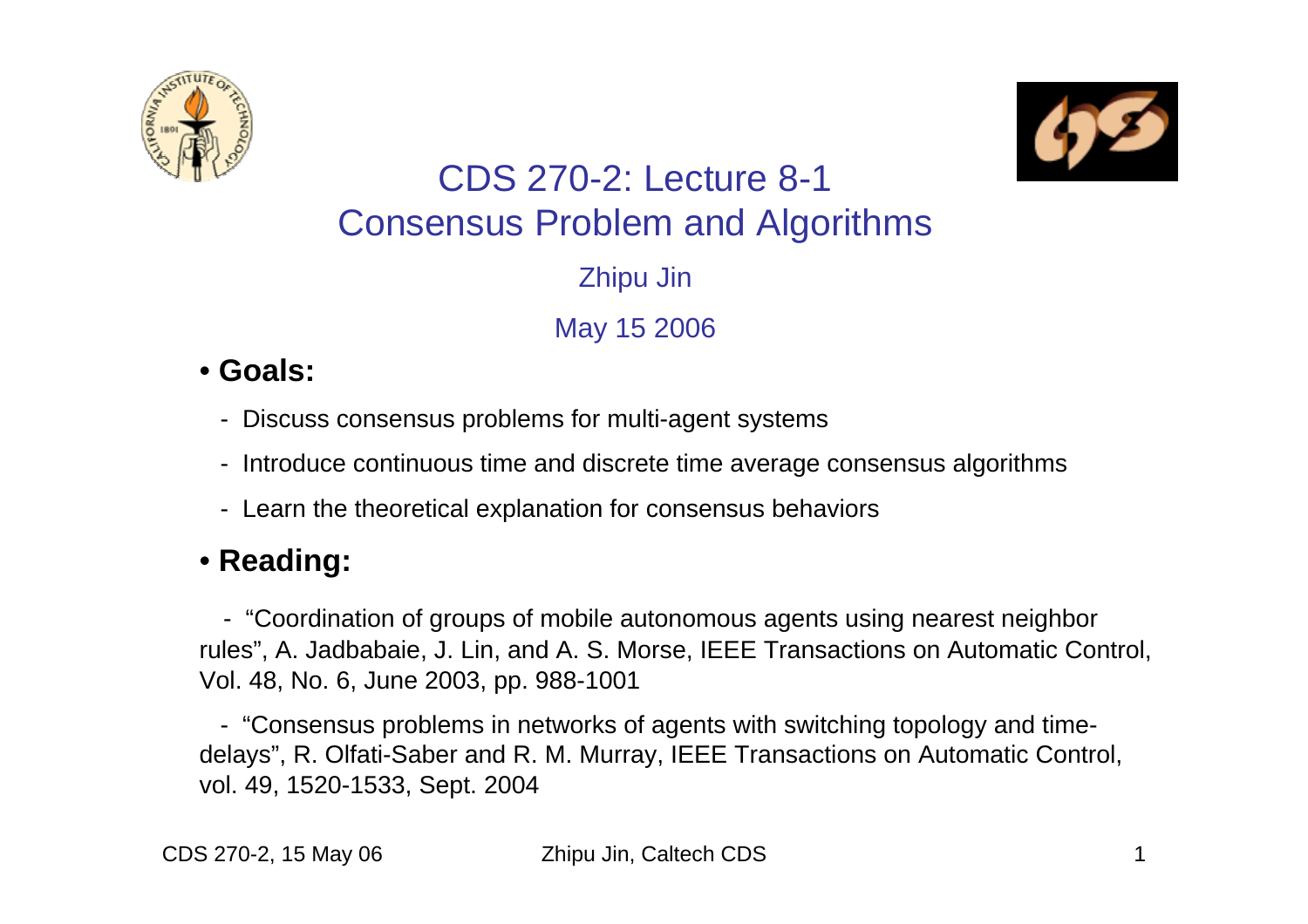# CDS 270-2: Lecture 8-1
# Consensus Problem and Algorithms

Zhipu Jin

May 15 2006

- **Goals:**
  - Discuss consensus problems for multi-agent systems
  - Introduce continuous time and discrete time average consensus algorithms
  - Learn the theoretical explanation for consensus behaviors

- **Reading:**
  - "Coordination of groups of mobile autonomous agents using nearest neighbor rules", A. Jadbabaie, J. Lin, and A. S. Morse, IEEE Transactions on Automatic Control, Vol. 48, No. 6, June 2003, pp. 988-1001
  - "Consensus problems in networks of agents with switching topology and time-delays", R. Olfati-Saber and R. M. Murray, IEEE Transactions on Automatic Control, vol. 49, 1520-1533, Sept. 2004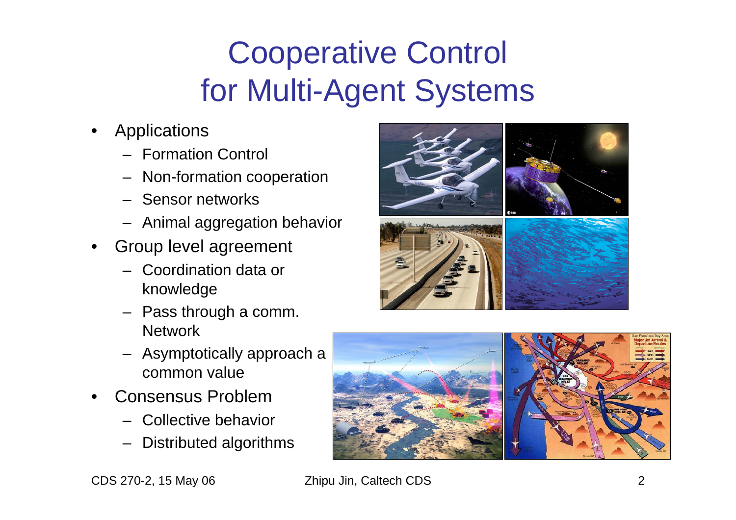# Cooperative Control for Multi-Agent Systems

- Applications
  - Formation Control
  - Non-formation cooperation
  - Sensor networks
  - Animal aggregation behavior
- Group level agreement
  - Coordination data or knowledge
  - Pass through a comm. Network
  - Asymptotically approach a common value
- Consensus Problem
  - Collective behavior
  - Distributed algorithms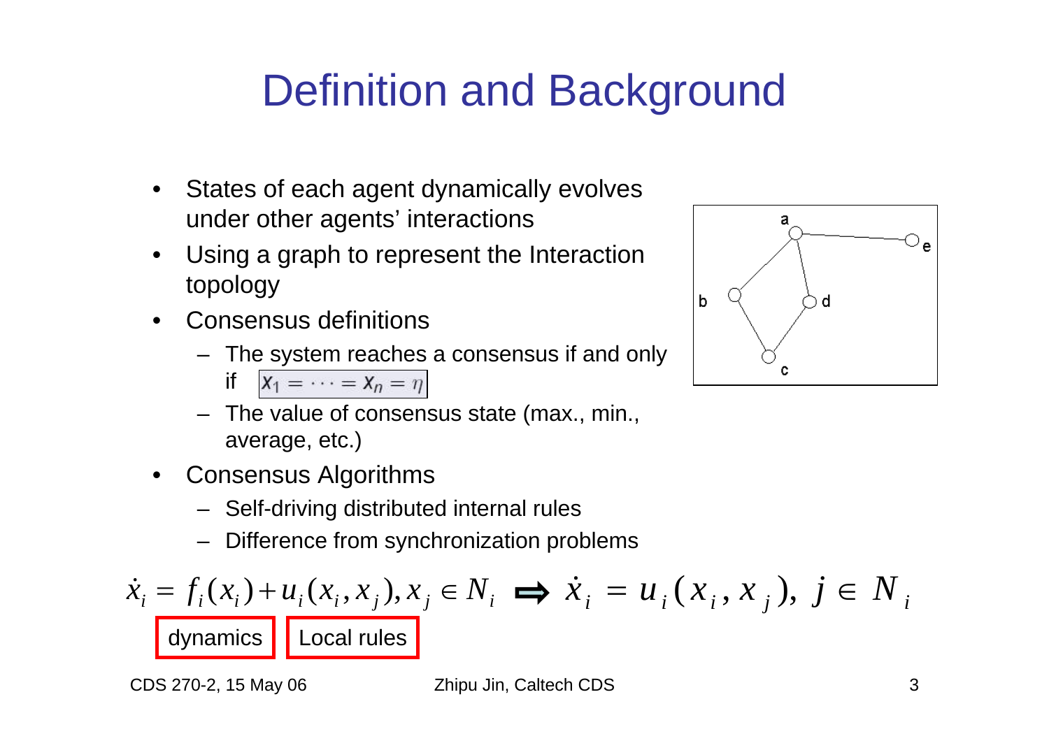# Definition and Background

- States of each agent dynamically evolves under other agents' interactions
- Using a graph to represent the Interaction topology
- Consensus definitions
  - The system reaches a consensus if and only if $x_1 = \cdots = x_n = \eta$
  - The value of consensus state (max., min., average, etc.)
- Consensus Algorithms
  - Self-driving distributed internal rules
  - Difference from synchronization problems

$$\dot{x}_i = f_i(x_i) + u_i(x_i, x_j), x_j \in N_i \;\Rightarrow\; \dot{x}_i = u_i(x_i, x_j),\; j \in N_i$$

dynamics | Local rules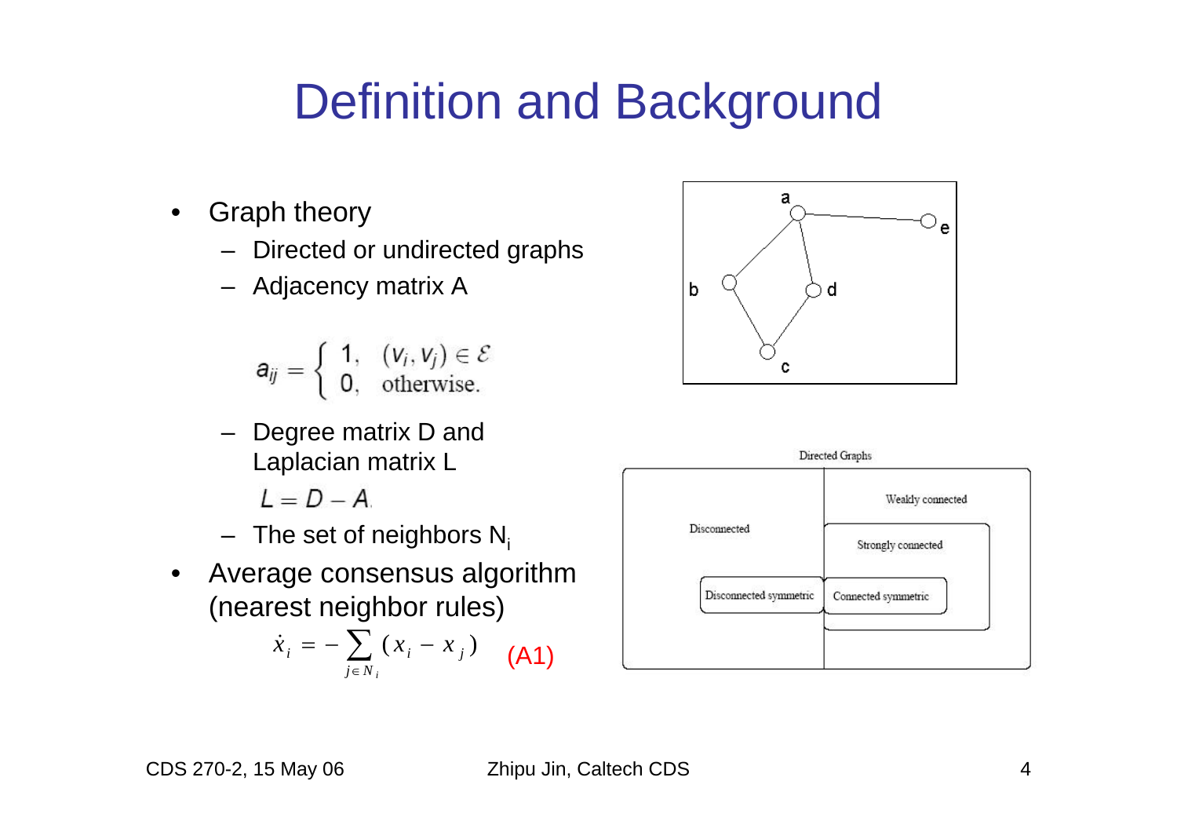# Definition and Background

- Graph theory
  - Directed or undirected graphs
  - Adjacency matrix A

$$a_{ij} = \begin{cases} 1, & (v_i, v_j) \in \mathcal{E} \\ 0, & \text{otherwise.} \end{cases}$$

  - Degree matrix D and Laplacian matrix L

$$L = D - A$$

  - The set of neighbors $N_i$
- Average consensus algorithm (nearest neighbor rules)

$$\dot{x}_i = -\sum_{j \in N_i} (x_i - x_j) \qquad \text{(A1)}$$

Directed Graphs

- Disconnected
  - Disconnected symmetric
- Weakly connected
  - Strongly connected
    - Connected symmetric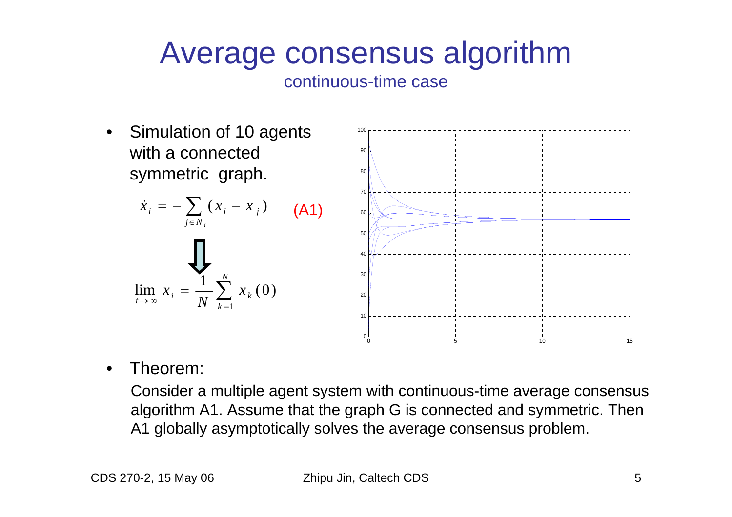# Average consensus algorithm

## continuous-time case

- Simulation of 10 agents with a connected symmetric graph.

$$\dot{x}_i = -\sum_{j \in N_i} (x_i - x_j) \qquad \text{(A1)}$$

$$\Downarrow$$

$$\lim_{t \to \infty} x_i = \frac{1}{N} \sum_{k=1}^{N} x_k(0)$$

- Theorem:

  Consider a multiple agent system with continuous-time average consensus algorithm A1. Assume that the graph G is connected and symmetric. Then A1 globally asymptotically solves the average consensus problem.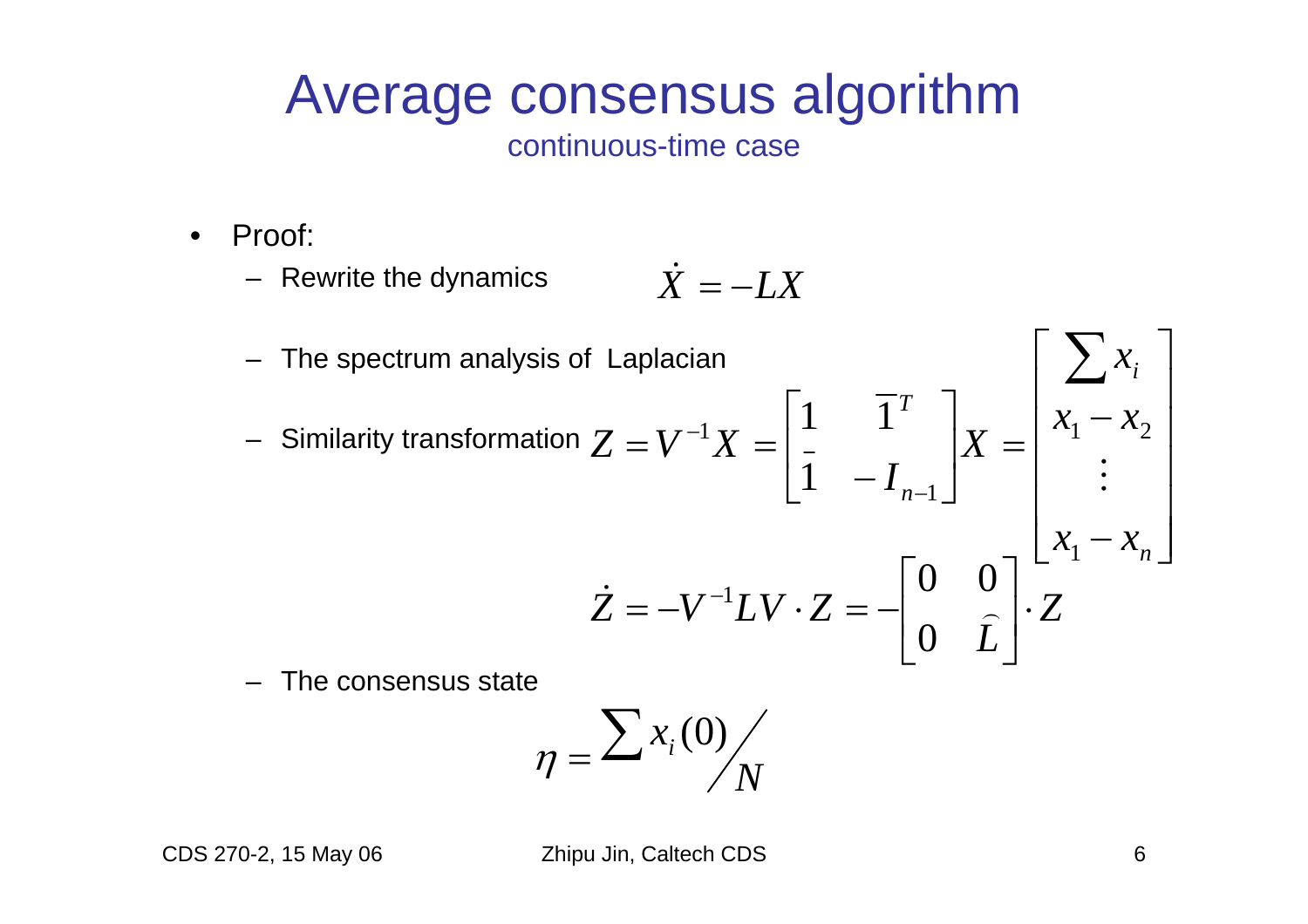# Average consensus algorithm

## continuous-time case

- Proof:
  - Rewrite the dynamics $$\dot{X} = -LX$$
  - The spectrum analysis of Laplacian
  - Similarity transformation $$Z = V^{-1}X = \begin{bmatrix} 1 & \bar{1}^T \\ \bar{1} & -I_{n-1} \end{bmatrix} X = \begin{bmatrix} \sum x_i \\ x_1 - x_2 \\ \vdots \\ x_1 - x_n \end{bmatrix}$$
    $$\dot{Z} = -V^{-1}LV \cdot Z = -\begin{bmatrix} 0 & 0 \\ 0 & \widehat{L} \end{bmatrix} \cdot Z$$
  - The consensus state
    $$\eta = \sum x_i(0) \Big/ N$$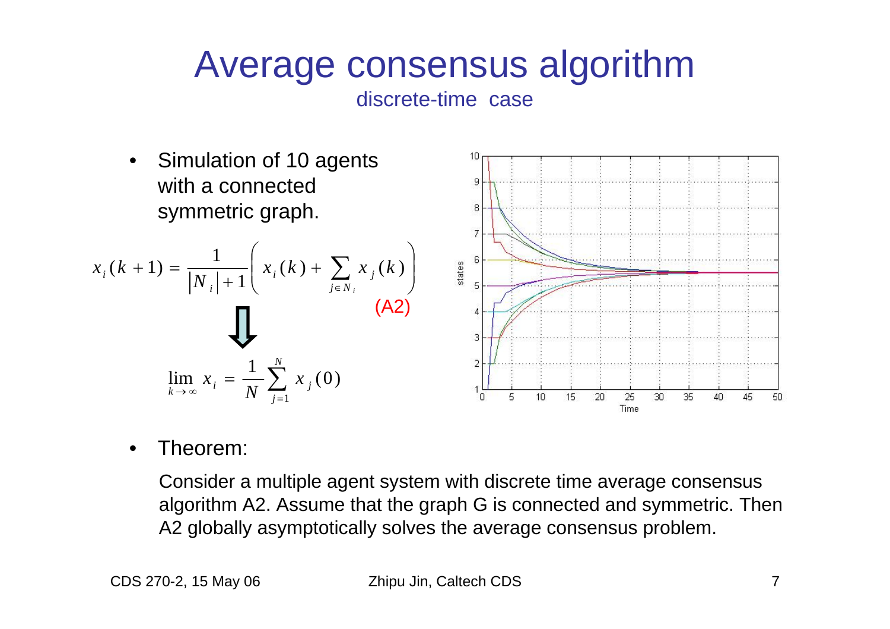# Average consensus algorithm

## discrete-time case

- Simulation of 10 agents with a connected symmetric graph.

$$x_i(k+1) = \frac{1}{|N_i|+1}\left( x_i(k) + \sum_{j \in N_i} x_j(k) \right) \quad \text{(A2)}$$

$$\Downarrow$$

$$\lim_{k \to \infty} x_i = \frac{1}{N} \sum_{j=1}^{N} x_j(0)$$

- Theorem:

  Consider a multiple agent system with discrete time average consensus algorithm A2. Assume that the graph G is connected and symmetric. Then A2 globally asymptotically solves the average consensus problem.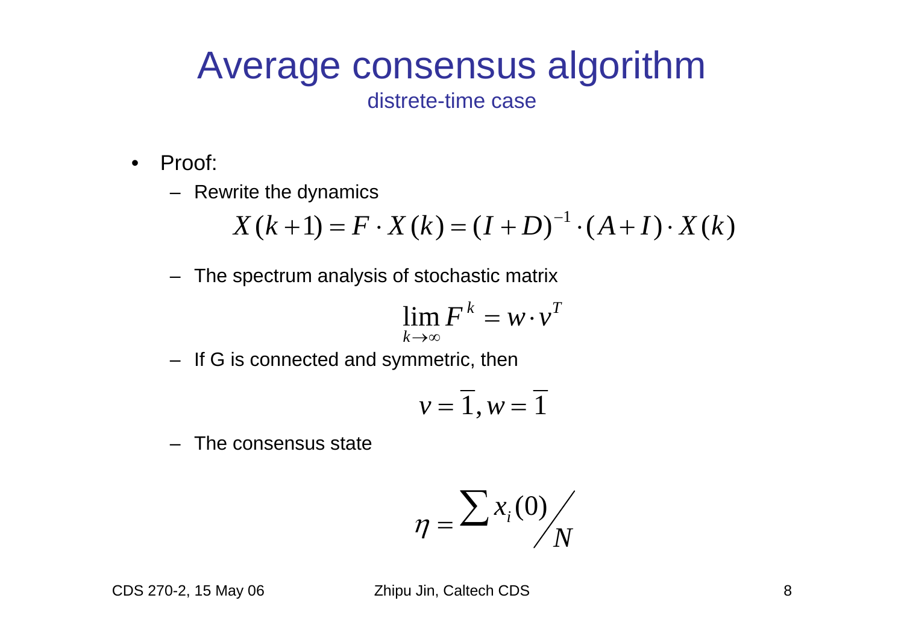# Average consensus algorithm

## distrete-time case

- Proof:
  - Rewrite the dynamics

$$X(k+1) = F \cdot X(k) = (I+D)^{-1} \cdot (A+I) \cdot X(k)$$

  - The spectrum analysis of stochastic matrix

$$\lim_{k \to \infty} F^k = w \cdot v^T$$

  - If G is connected and symmetric, then

$$v = \overline{1}, w = \overline{1}$$

  - The consensus state

$$\eta = \sum x_i(0) \Big/ N$$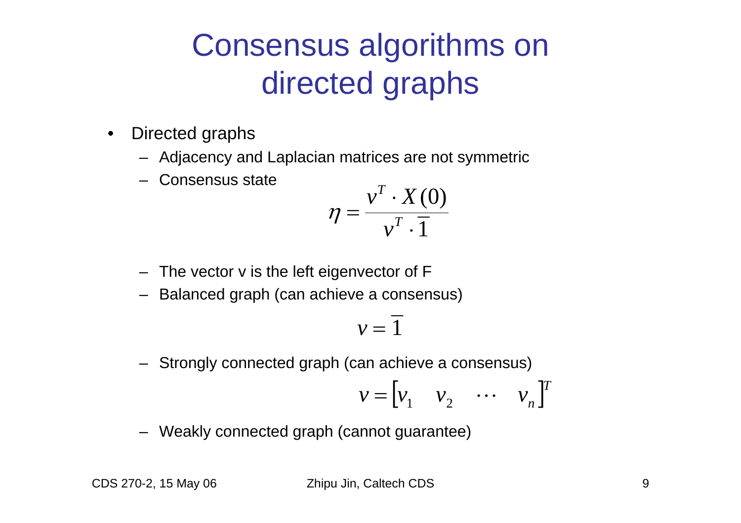# Consensus algorithms on directed graphs

- Directed graphs
  - Adjacency and Laplacian matrices are not symmetric
  - Consensus state

$$\eta = \frac{v^T \cdot X(0)}{v^T \cdot \overline{1}}$$

  - The vector v is the left eigenvector of F
  - Balanced graph (can achieve a consensus)

$$v = \overline{1}$$

  - Strongly connected graph (can achieve a consensus)

$$v = \begin{bmatrix} v_1 & v_2 & \cdots & v_n \end{bmatrix}^T$$

  - Weakly connected graph (cannot guarantee)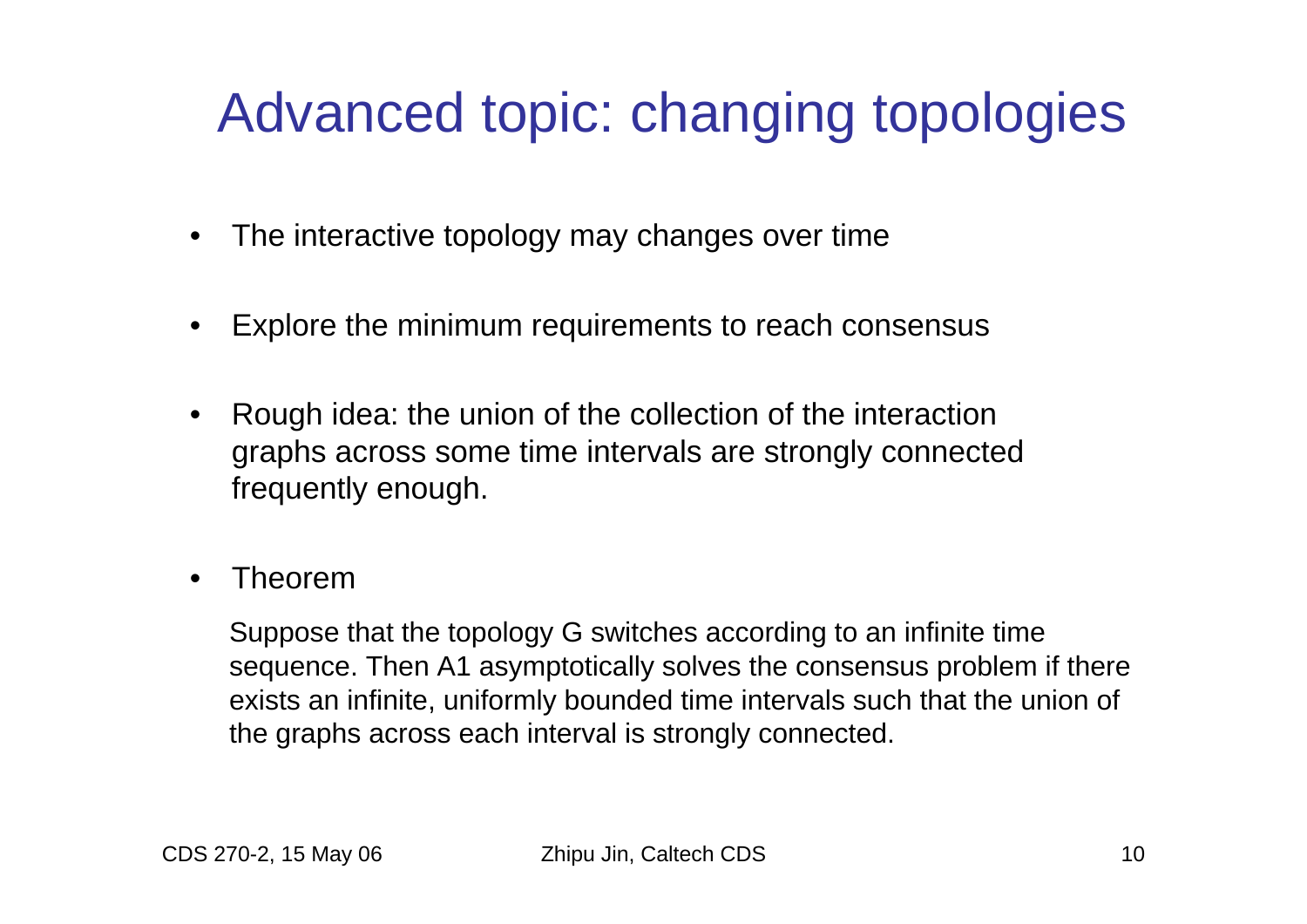# Advanced topic: changing topologies

- The interactive topology may changes over time
- Explore the minimum requirements to reach consensus
- Rough idea: the union of the collection of the interaction graphs across some time intervals are strongly connected frequently enough.
- Theorem

  Suppose that the topology G switches according to an infinite time sequence. Then A1 asymptotically solves the consensus problem if there exists an infinite, uniformly bounded time intervals such that the union of the graphs across each interval is strongly connected.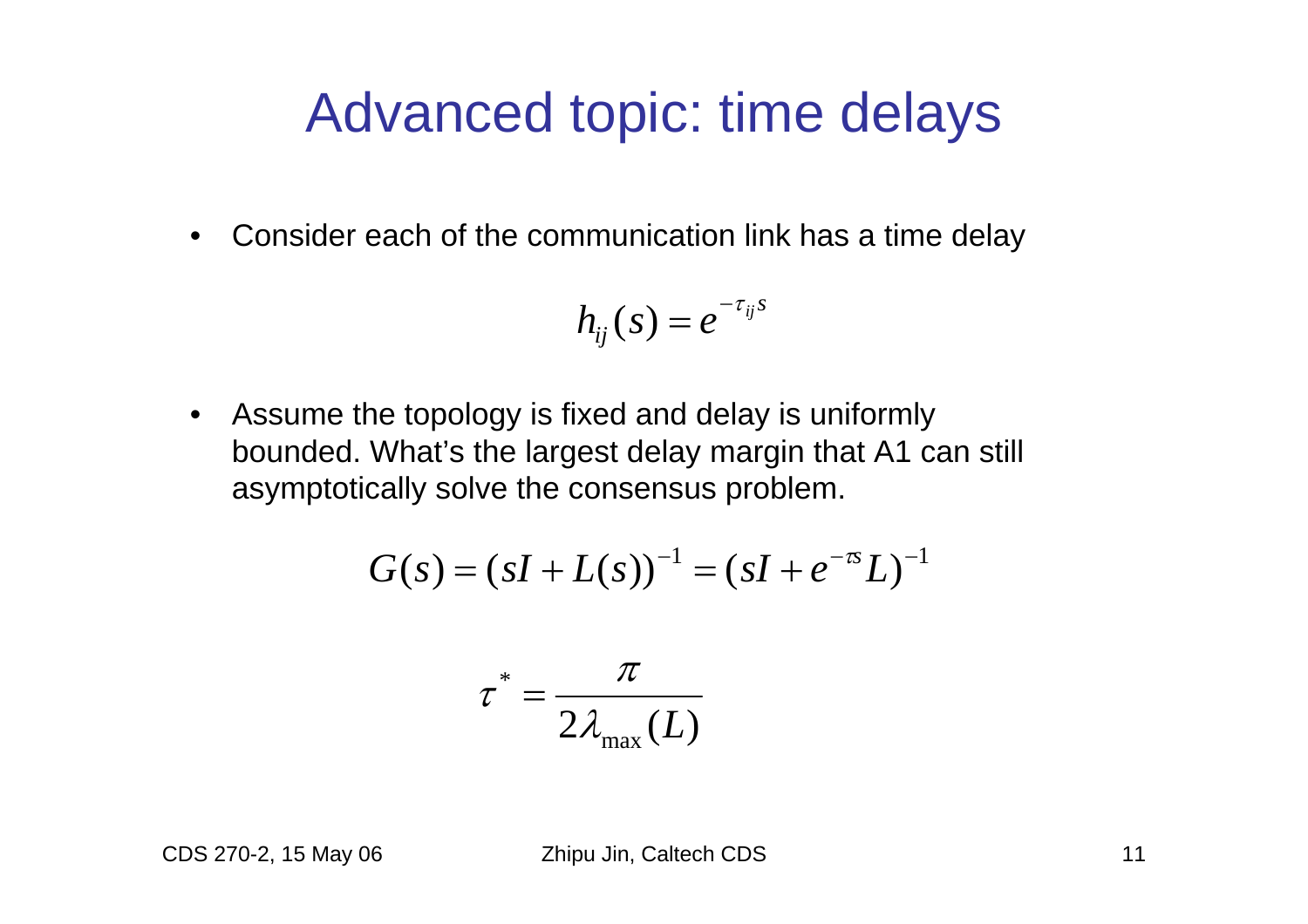# Advanced topic: time delays

- Consider each of the communication link has a time delay

$$h_{ij}(s) = e^{-\tau_{ij} s}$$

- Assume the topology is fixed and delay is uniformly bounded. What's the largest delay margin that A1 can still asymptotically solve the consensus problem.

$$G(s) = (sI + L(s))^{-1} = (sI + e^{-\tau s} L)^{-1}$$

$$\tau^* = \frac{\pi}{2\lambda_{\max}(L)}$$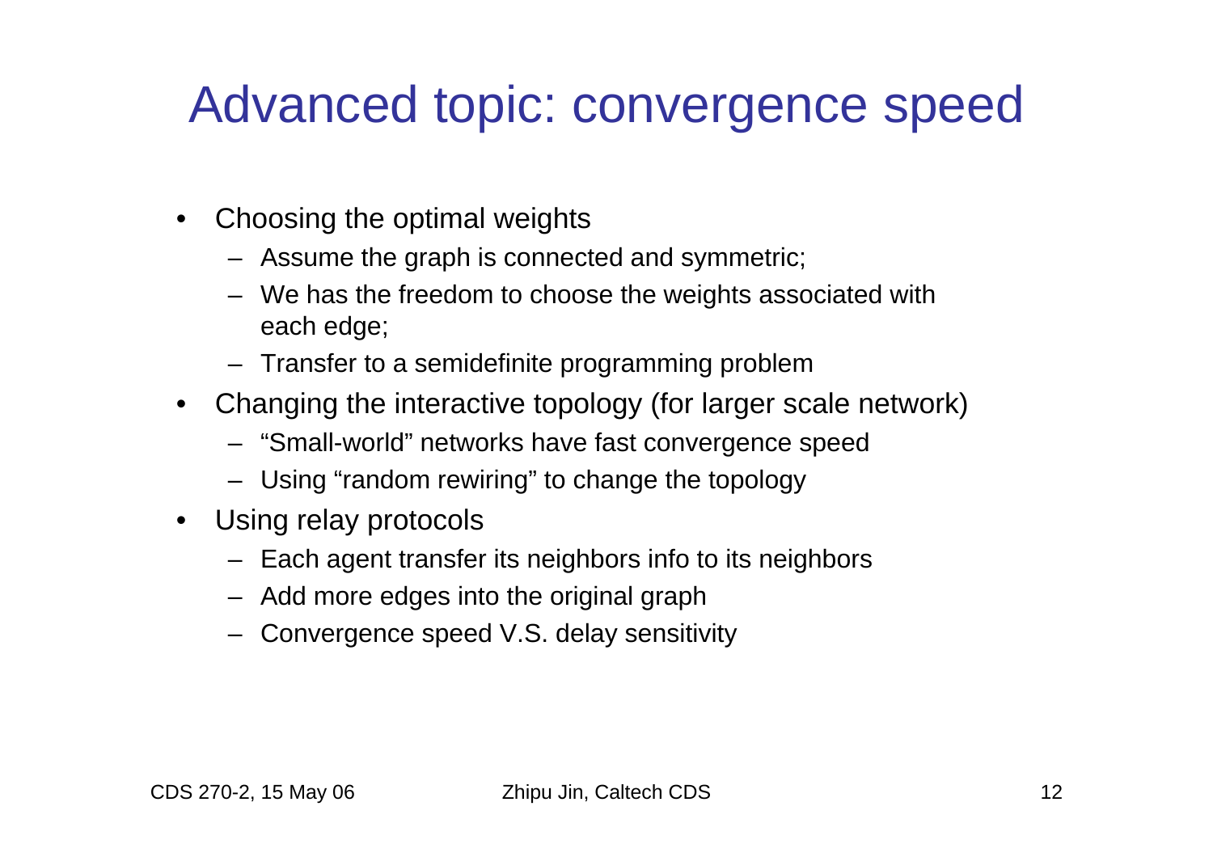# Advanced topic: convergence speed

- Choosing the optimal weights
  - Assume the graph is connected and symmetric;
  - We has the freedom to choose the weights associated with each edge;
  - Transfer to a semidefinite programming problem
- Changing the interactive topology (for larger scale network)
  - "Small-world" networks have fast convergence speed
  - Using "random rewiring" to change the topology
- Using relay protocols
  - Each agent transfer its neighbors info to its neighbors
  - Add more edges into the original graph
  - Convergence speed V.S. delay sensitivity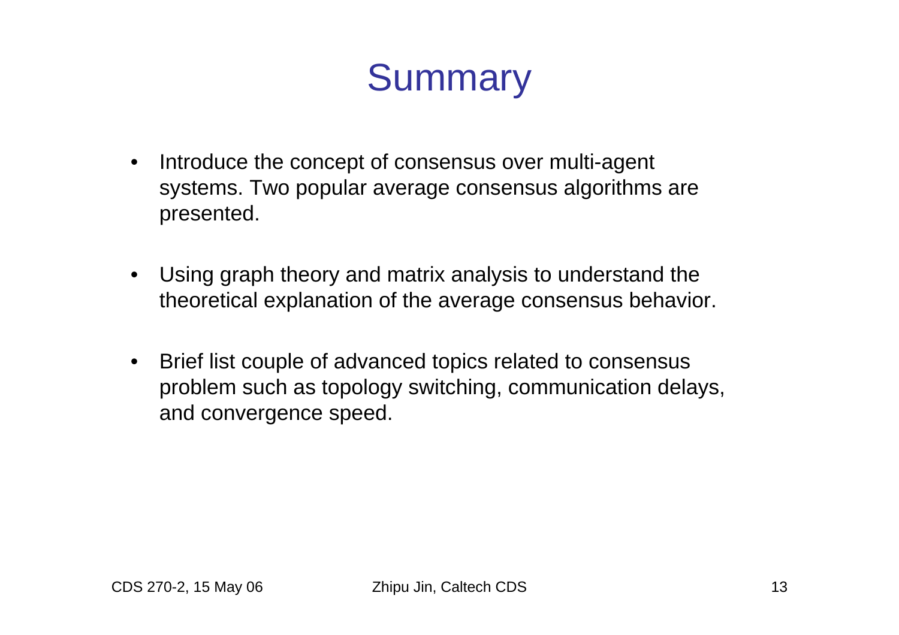# Summary

- Introduce the concept of consensus over multi-agent systems. Two popular average consensus algorithms are presented.
- Using graph theory and matrix analysis to understand the theoretical explanation of the average consensus behavior.
- Brief list couple of advanced topics related to consensus problem such as topology switching, communication delays, and convergence speed.